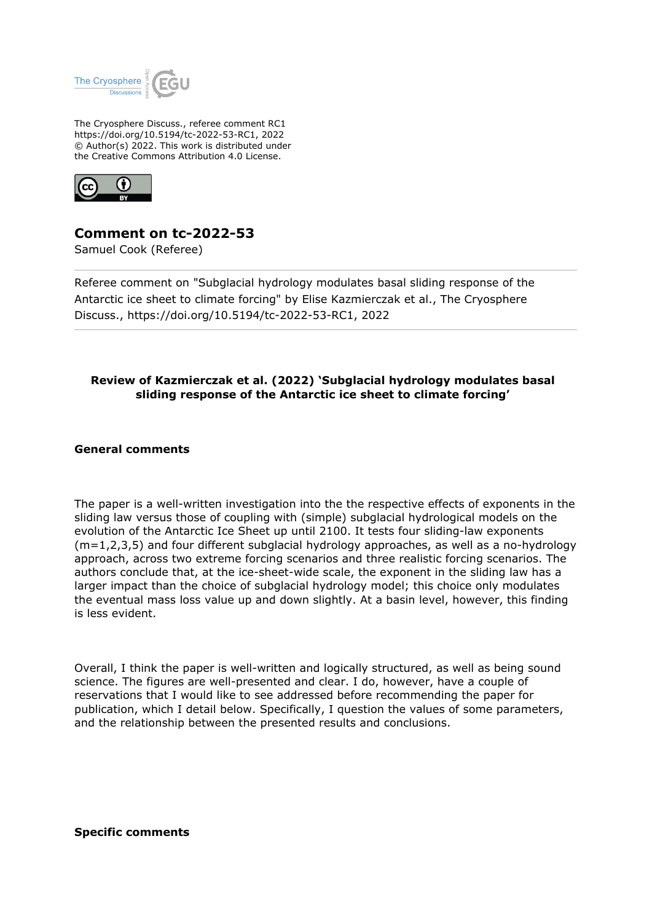The Cryosphere Discuss., referee comment RC1
https://doi.org/10.5194/tc-2022-53-RC1, 2022
© Author(s) 2022. This work is distributed under
the Creative Commons Attribution 4.0 License.

## Comment on tc-2022-53

Samuel Cook (Referee)

Referee comment on "Subglacial hydrology modulates basal sliding response of the Antarctic ice sheet to climate forcing" by Elise Kazmierczak et al., The Cryosphere Discuss., https://doi.org/10.5194/tc-2022-53-RC1, 2022

---

### Review of Kazmierczak et al. (2022) 'Subglacial hydrology modulates basal sliding response of the Antarctic ice sheet to climate forcing'

#### General comments

The paper is a well-written investigation into the the respective effects of exponents in the sliding law versus those of coupling with (simple) subglacial hydrological models on the evolution of the Antarctic Ice Sheet up until 2100. It tests four sliding-law exponents (m=1,2,3,5) and four different subglacial hydrology approaches, as well as a no-hydrology approach, across two extreme forcing scenarios and three realistic forcing scenarios. The authors conclude that, at the ice-sheet-wide scale, the exponent in the sliding law has a larger impact than the choice of subglacial hydrology model; this choice only modulates the eventual mass loss value up and down slightly. At a basin level, however, this finding is less evident.

Overall, I think the paper is well-written and logically structured, as well as being sound science. The figures are well-presented and clear. I do, however, have a couple of reservations that I would like to see addressed before recommending the paper for publication, which I detail below. Specifically, I question the values of some parameters, and the relationship between the presented results and conclusions.

#### Specific comments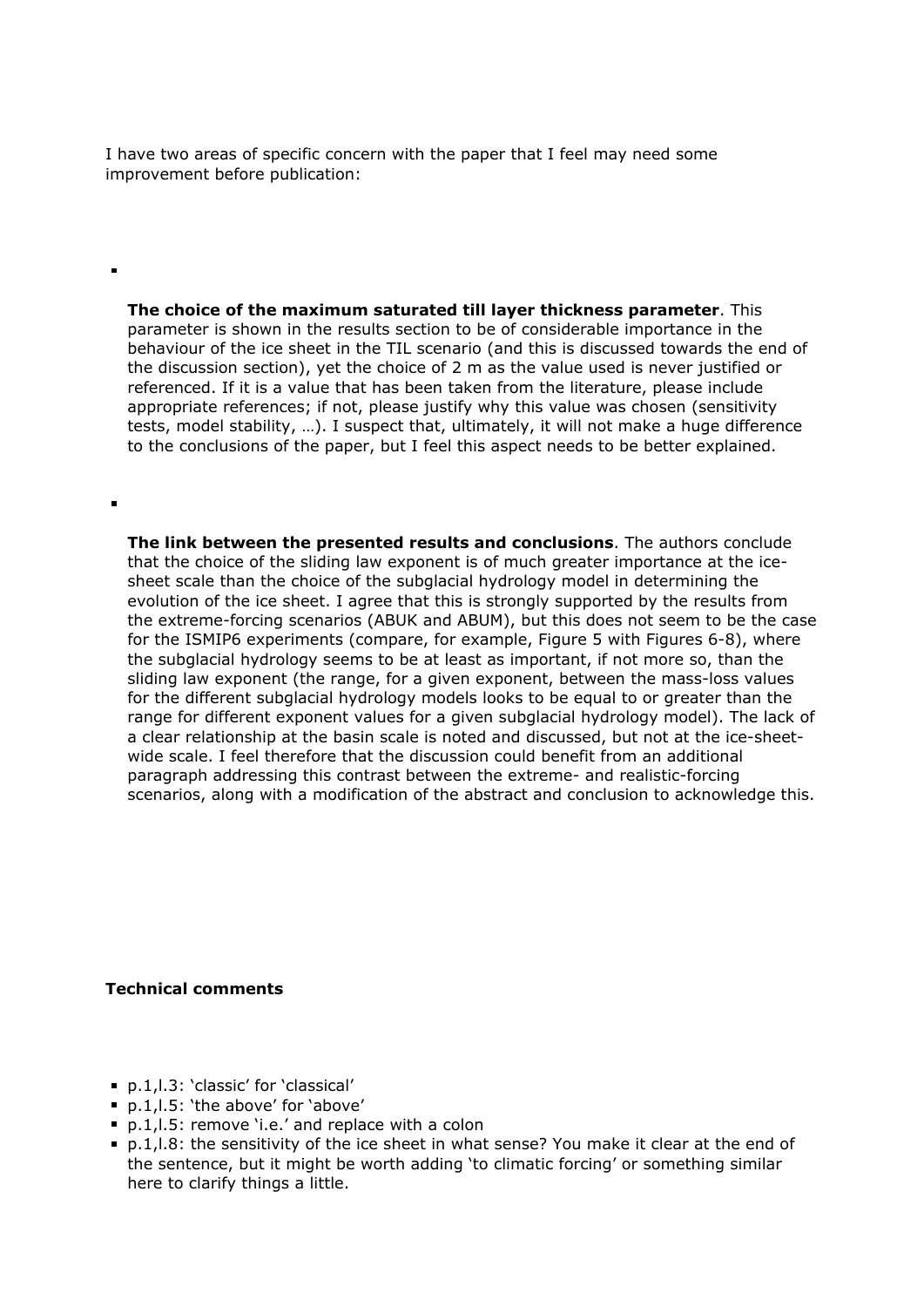I have two areas of specific concern with the paper that I feel may need some improvement before publication:

- **The choice of the maximum saturated till layer thickness parameter**. This parameter is shown in the results section to be of considerable importance in the behaviour of the ice sheet in the TIL scenario (and this is discussed towards the end of the discussion section), yet the choice of 2 m as the value used is never justified or referenced. If it is a value that has been taken from the literature, please include appropriate references; if not, please justify why this value was chosen (sensitivity tests, model stability, …). I suspect that, ultimately, it will not make a huge difference to the conclusions of the paper, but I feel this aspect needs to be better explained.

- **The link between the presented results and conclusions**. The authors conclude that the choice of the sliding law exponent is of much greater importance at the ice-sheet scale than the choice of the subglacial hydrology model in determining the evolution of the ice sheet. I agree that this is strongly supported by the results from the extreme-forcing scenarios (ABUK and ABUM), but this does not seem to be the case for the ISMIP6 experiments (compare, for example, Figure 5 with Figures 6-8), where the subglacial hydrology seems to be at least as important, if not more so, than the sliding law exponent (the range, for a given exponent, between the mass-loss values for the different subglacial hydrology models looks to be equal to or greater than the range for different exponent values for a given subglacial hydrology model). The lack of a clear relationship at the basin scale is noted and discussed, but not at the ice-sheet-wide scale. I feel therefore that the discussion could benefit from an additional paragraph addressing this contrast between the extreme- and realistic-forcing scenarios, along with a modification of the abstract and conclusion to acknowledge this.

**Technical comments**

- p.1,l.3: 'classic' for 'classical'
- p.1,l.5: 'the above' for 'above'
- p.1,l.5: remove 'i.e.' and replace with a colon
- p.1,l.8: the sensitivity of the ice sheet in what sense? You make it clear at the end of the sentence, but it might be worth adding 'to climatic forcing' or something similar here to clarify things a little.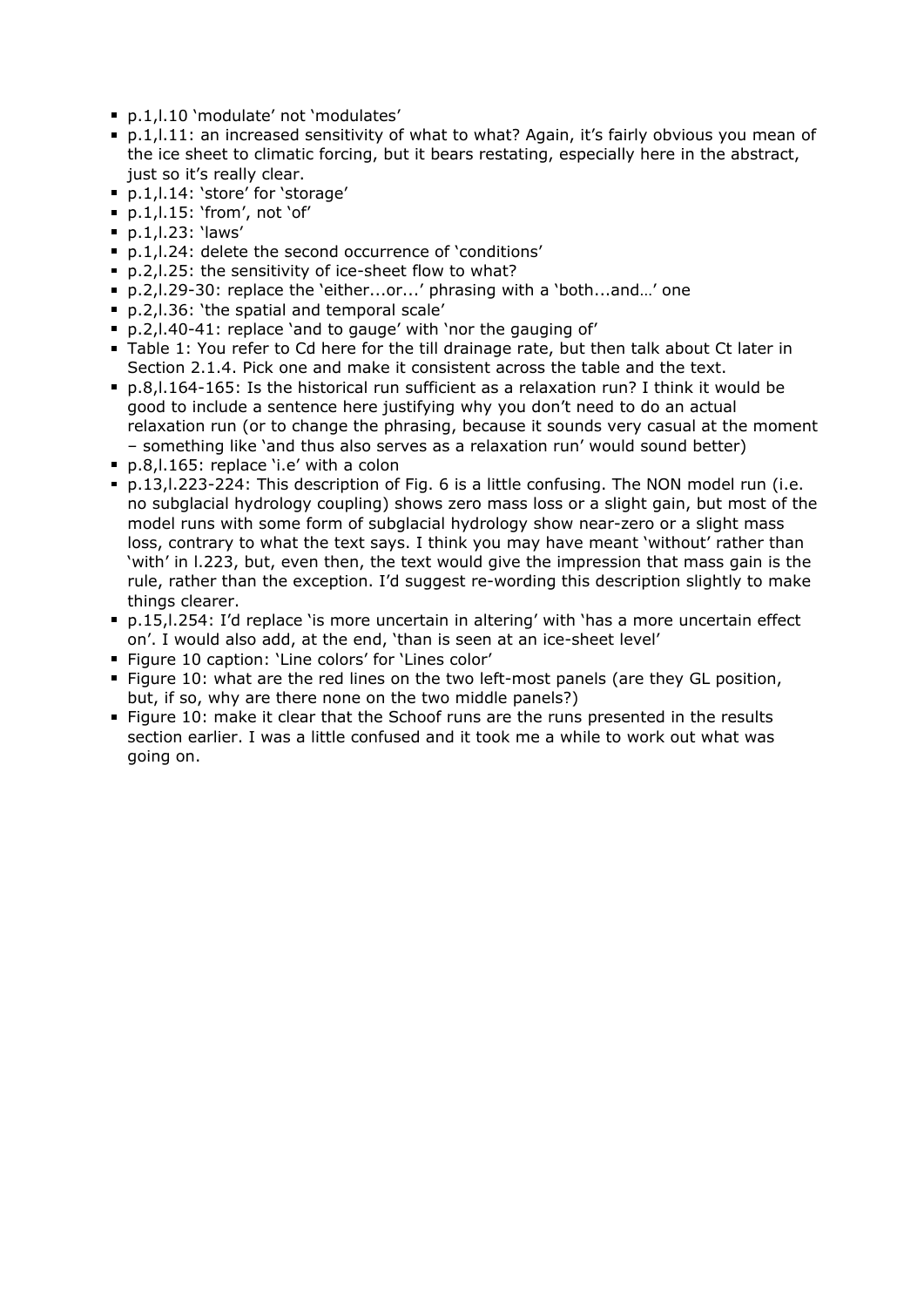- p.1,l.10 'modulate' not 'modulates'
- p.1,l.11: an increased sensitivity of what to what? Again, it's fairly obvious you mean of the ice sheet to climatic forcing, but it bears restating, especially here in the abstract, just so it's really clear.
- p.1,l.14: 'store' for 'storage'
- p.1,l.15: 'from', not 'of'
- p.1,l.23: 'laws'
- p.1,l.24: delete the second occurrence of 'conditions'
- p.2,l.25: the sensitivity of ice-sheet flow to what?
- p.2,l.29-30: replace the 'either...or...' phrasing with a 'both...and…' one
- p.2,l.36: 'the spatial and temporal scale'
- p.2,l.40-41: replace 'and to gauge' with 'nor the gauging of'
- Table 1: You refer to Cd here for the till drainage rate, but then talk about Ct later in Section 2.1.4. Pick one and make it consistent across the table and the text.
- p.8,l.164-165: Is the historical run sufficient as a relaxation run? I think it would be good to include a sentence here justifying why you don't need to do an actual relaxation run (or to change the phrasing, because it sounds very casual at the moment – something like 'and thus also serves as a relaxation run' would sound better)
- p.8,l.165: replace 'i.e' with a colon
- p.13,l.223-224: This description of Fig. 6 is a little confusing. The NON model run (i.e. no subglacial hydrology coupling) shows zero mass loss or a slight gain, but most of the model runs with some form of subglacial hydrology show near-zero or a slight mass loss, contrary to what the text says. I think you may have meant 'without' rather than 'with' in l.223, but, even then, the text would give the impression that mass gain is the rule, rather than the exception. I'd suggest re-wording this description slightly to make things clearer.
- p.15,l.254: I'd replace 'is more uncertain in altering' with 'has a more uncertain effect on'. I would also add, at the end, 'than is seen at an ice-sheet level'
- Figure 10 caption: 'Line colors' for 'Lines color'
- Figure 10: what are the red lines on the two left-most panels (are they GL position, but, if so, why are there none on the two middle panels?)
- Figure 10: make it clear that the Schoof runs are the runs presented in the results section earlier. I was a little confused and it took me a while to work out what was going on.